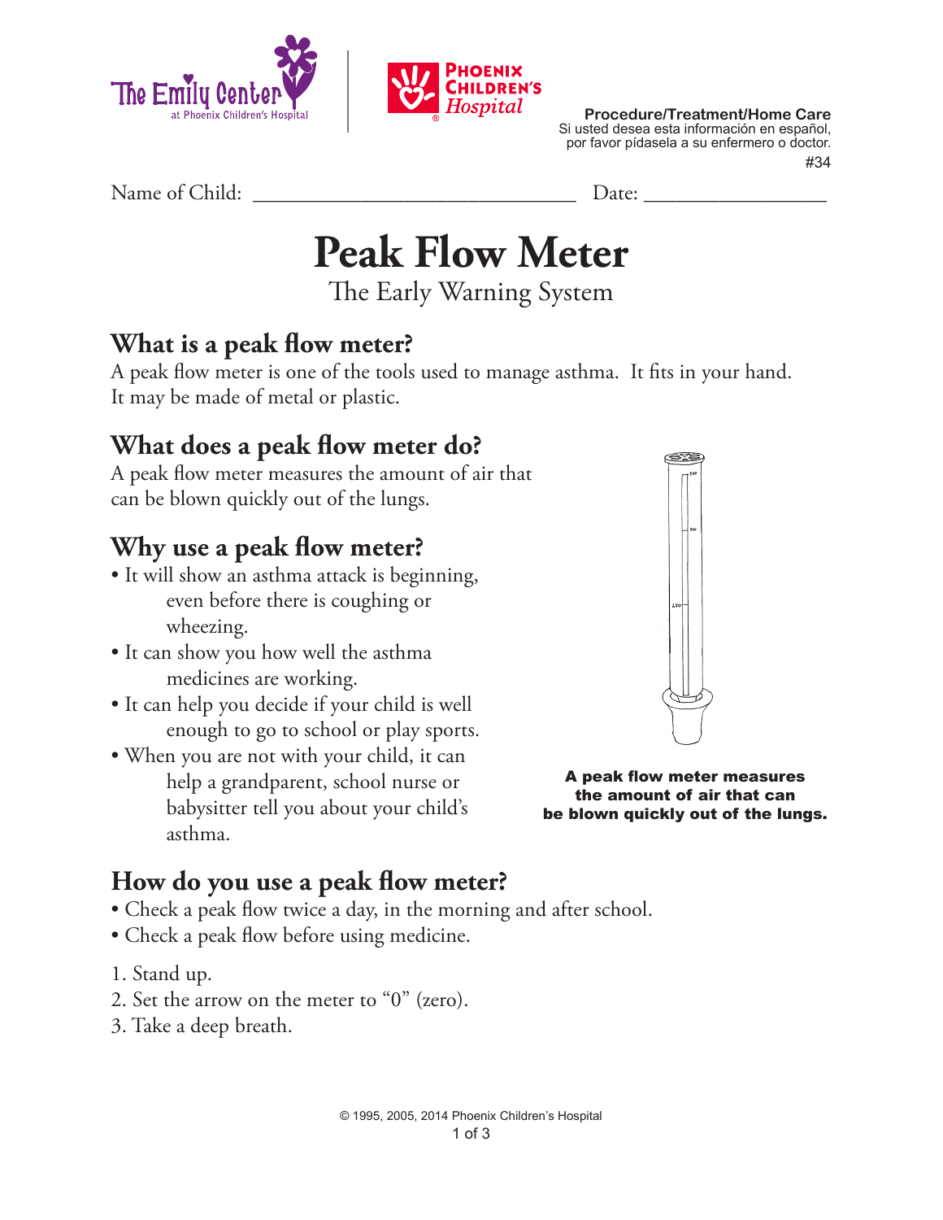The Emily Center at Phoenix Children's Hospital | Phoenix Children's Hospital

**Procedure/Treatment/Home Care**
Si usted desea esta información en español, por favor pídasela a su enfermero o doctor.
#34

Name of Child: ______________________________ Date: __________________

# Peak Flow Meter

The Early Warning System

## What is a peak flow meter?

A peak flow meter is one of the tools used to manage asthma. It fits in your hand. It may be made of metal or plastic.

## What does a peak flow meter do?

A peak flow meter measures the amount of air that can be blown quickly out of the lungs.

## Why use a peak flow meter?

- It will show an asthma attack is beginning, even before there is coughing or wheezing.
- It can show you how well the asthma medicines are working.
- It can help you decide if your child is well enough to go to school or play sports.
- When you are not with your child, it can help a grandparent, school nurse or babysitter tell you about your child's asthma.

**A peak flow meter measures the amount of air that can be blown quickly out of the lungs.**

## How do you use a peak flow meter?

- Check a peak flow twice a day, in the morning and after school.
- Check a peak flow before using medicine.

1. Stand up.
2. Set the arrow on the meter to "0" (zero).
3. Take a deep breath.

© 1995, 2005, 2014 Phoenix Children's Hospital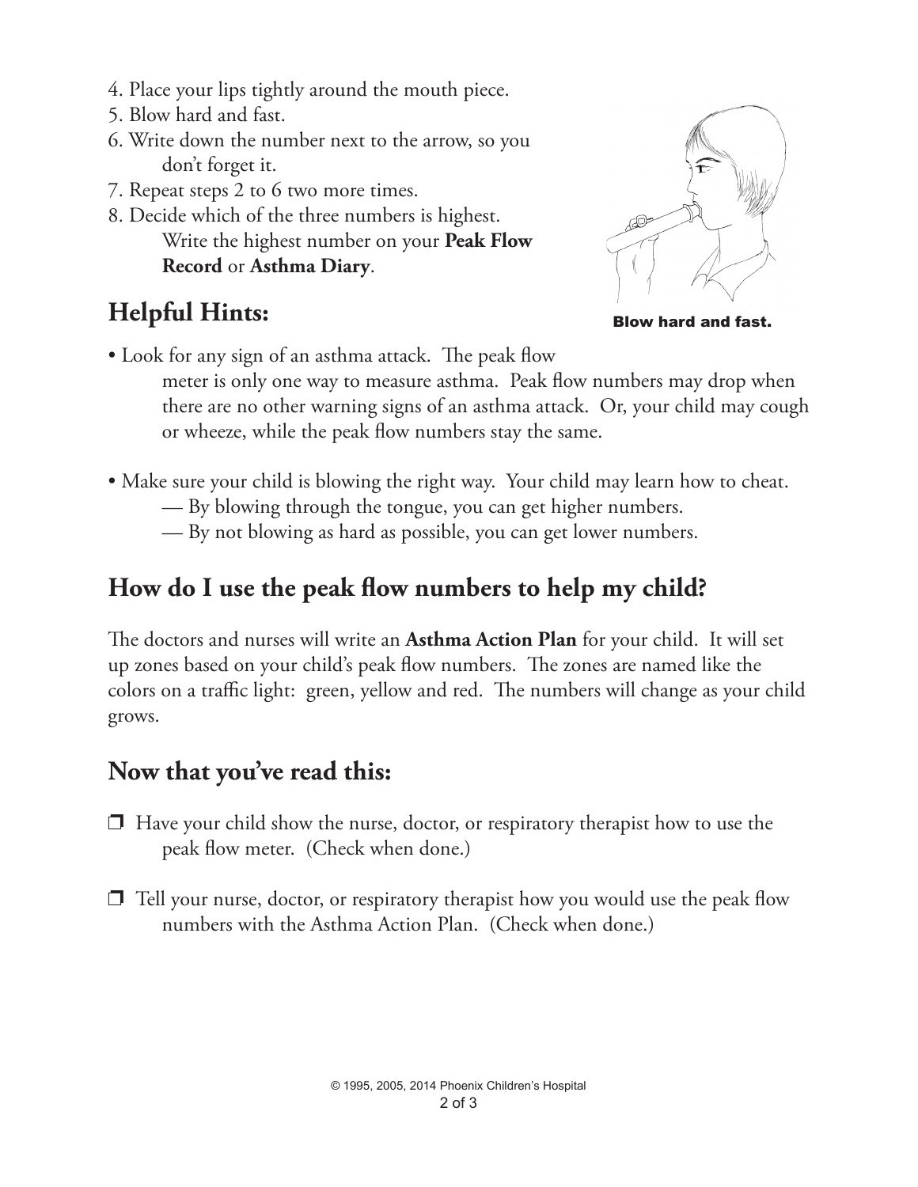4. Place your lips tightly around the mouth piece.
5. Blow hard and fast.
6. Write down the number next to the arrow, so you don't forget it.
7. Repeat steps 2 to 6 two more times.
8. Decide which of the three numbers is highest. Write the highest number on your **Peak Flow Record** or **Asthma Diary**.

Blow hard and fast.

## Helpful Hints:

- Look for any sign of an asthma attack. The peak flow meter is only one way to measure asthma. Peak flow numbers may drop when there are no other warning signs of an asthma attack. Or, your child may cough or wheeze, while the peak flow numbers stay the same.

- Make sure your child is blowing the right way. Your child may learn how to cheat.
  - — By blowing through the tongue, you can get higher numbers.
  - — By not blowing as hard as possible, you can get lower numbers.

## How do I use the peak flow numbers to help my child?

The doctors and nurses will write an **Asthma Action Plan** for your child. It will set up zones based on your child's peak flow numbers. The zones are named like the colors on a traffic light: green, yellow and red. The numbers will change as your child grows.

## Now that you've read this:

- ❒ Have your child show the nurse, doctor, or respiratory therapist how to use the peak flow meter. (Check when done.)

- ❒ Tell your nurse, doctor, or respiratory therapist how you would use the peak flow numbers with the Asthma Action Plan. (Check when done.)

© 1995, 2005, 2014 Phoenix Children's Hospital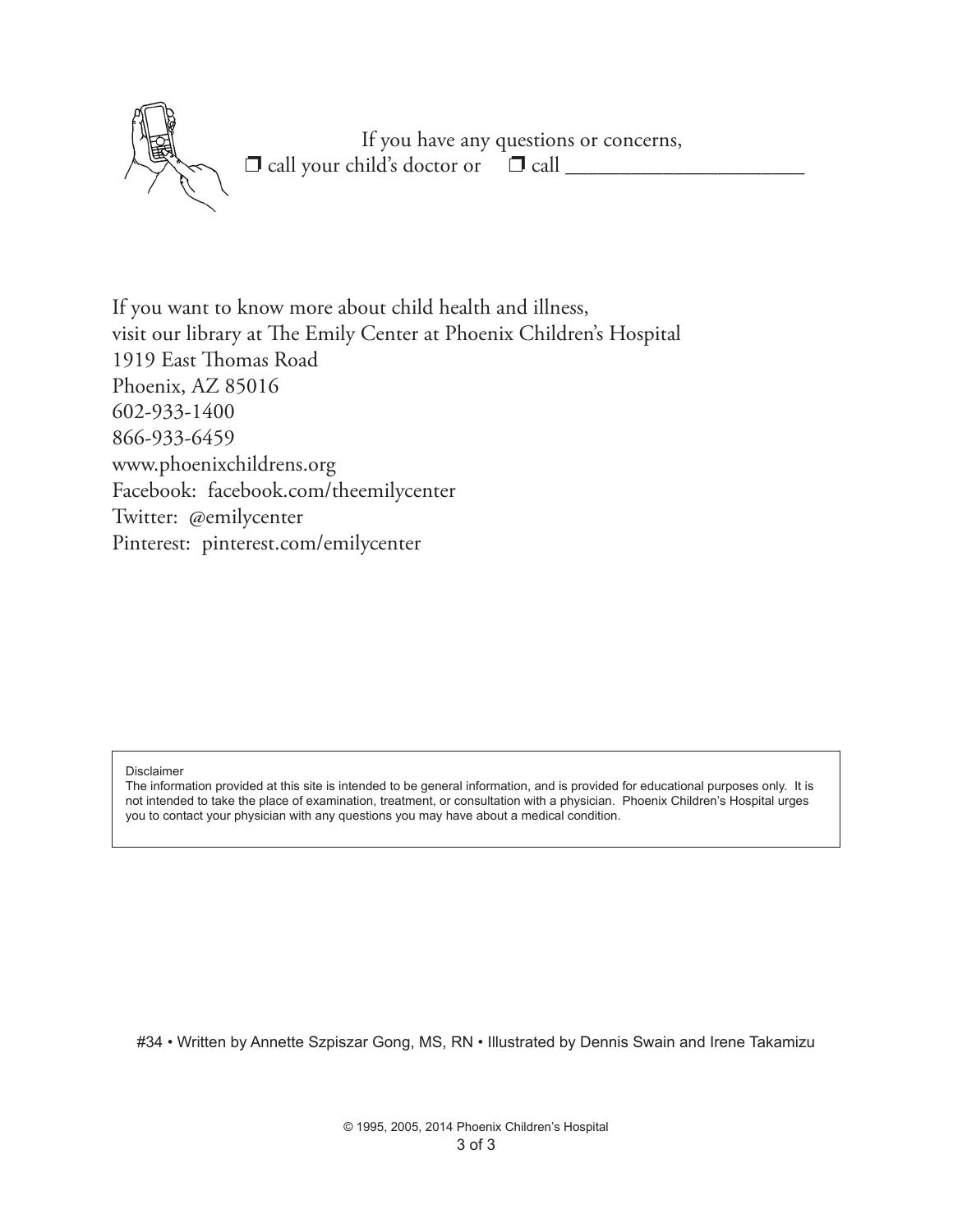If you have any questions or concerns,

❒ call your child's doctor or ❒ call ______________________

If you want to know more about child health and illness,
visit our library at The Emily Center at Phoenix Children's Hospital
1919 East Thomas Road
Phoenix, AZ 85016
602-933-1400
866-933-6459
www.phoenixchildrens.org
Facebook: facebook.com/theemilycenter
Twitter: @emilycenter
Pinterest: pinterest.com/emilycenter

Disclaimer
The information provided at this site is intended to be general information, and is provided for educational purposes only. It is not intended to take the place of examination, treatment, or consultation with a physician. Phoenix Children's Hospital urges you to contact your physician with any questions you may have about a medical condition.

#34 • Written by Annette Szpiszar Gong, MS, RN • Illustrated by Dennis Swain and Irene Takamizu

© 1995, 2005, 2014 Phoenix Children's Hospital